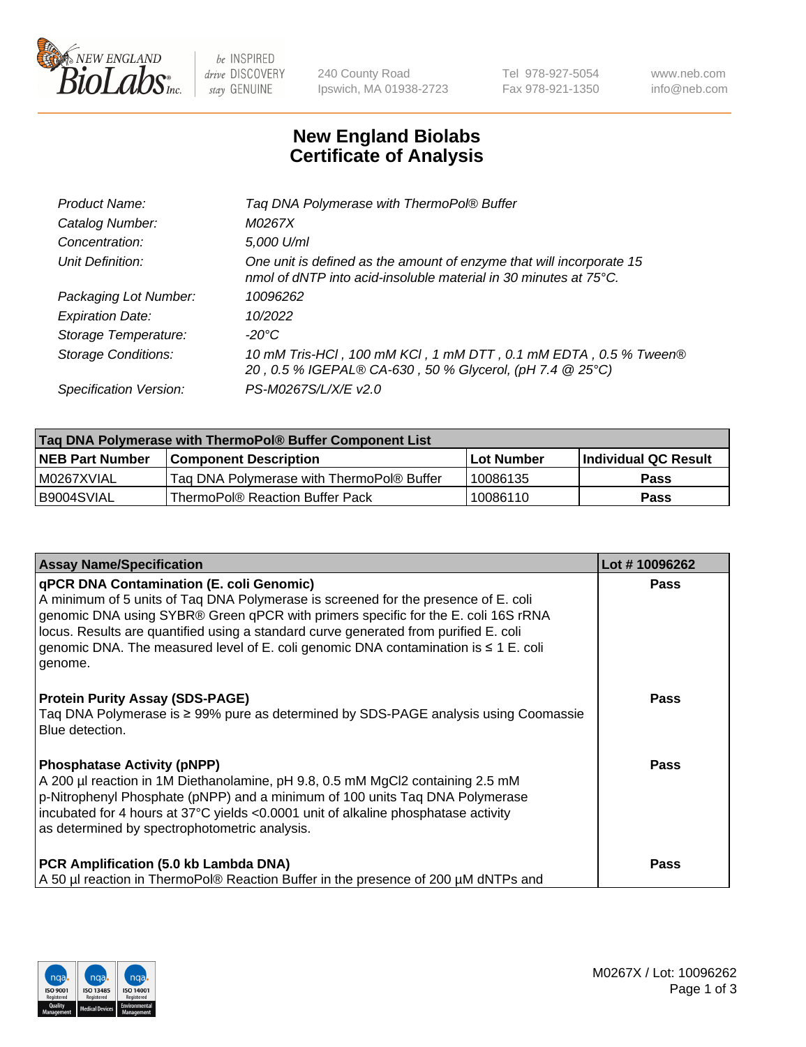# New England Biolabs Certificate of Analysis

| | |
|---|---|
| Product Name: | Taq DNA Polymerase with ThermoPol® Buffer |
| Catalog Number: | M0267X |
| Concentration: | 5,000 U/ml |
| Unit Definition: | One unit is defined as the amount of enzyme that will incorporate 15 nmol of dNTP into acid-insoluble material in 30 minutes at 75°C. |
| Packaging Lot Number: | 10096262 |
| Expiration Date: | 10/2022 |
| Storage Temperature: | -20°C |
| Storage Conditions: | 10 mM Tris-HCl , 100 mM KCl , 1 mM DTT , 0.1 mM EDTA , 0.5 % Tween® 20 , 0.5 % IGEPAL® CA-630 , 50 % Glycerol, (pH 7.4 @ 25°C) |
| Specification Version: | PS-M0267S/L/X/E v2.0 |

| Taq DNA Polymerase with ThermoPol® Buffer Component List | | | |
|---|---|---|---|
| **NEB Part Number** | **Component Description** | **Lot Number** | **Individual QC Result** |
| M0267XVIAL | Taq DNA Polymerase with ThermoPol® Buffer | 10086135 | Pass |
| B9004SVIAL | ThermoPol® Reaction Buffer Pack | 10086110 | Pass |

| Assay Name/Specification | Lot # 10096262 |
|---|---|
| **qPCR DNA Contamination (E. coli Genomic)** A minimum of 5 units of Taq DNA Polymerase is screened for the presence of E. coli genomic DNA using SYBR® Green qPCR with primers specific for the E. coli 16S rRNA locus. Results are quantified using a standard curve generated from purified E. coli genomic DNA. The measured level of E. coli genomic DNA contamination is ≤ 1 E. coli genome. | Pass |
| **Protein Purity Assay (SDS-PAGE)** Taq DNA Polymerase is ≥ 99% pure as determined by SDS-PAGE analysis using Coomassie Blue detection. | Pass |
| **Phosphatase Activity (pNPP)** A 200 µl reaction in 1M Diethanolamine, pH 9.8, 0.5 mM $MgCl_2$ containing 2.5 mM p-Nitrophenyl Phosphate (pNPP) and a minimum of 100 units Taq DNA Polymerase incubated for 4 hours at 37°C yields <0.0001 unit of alkaline phosphatase activity as determined by spectrophotometric analysis. | Pass |
| **PCR Amplification (5.0 kb Lambda DNA)** A 50 µl reaction in ThermoPol® Reaction Buffer in the presence of 200 µM dNTPs and | Pass |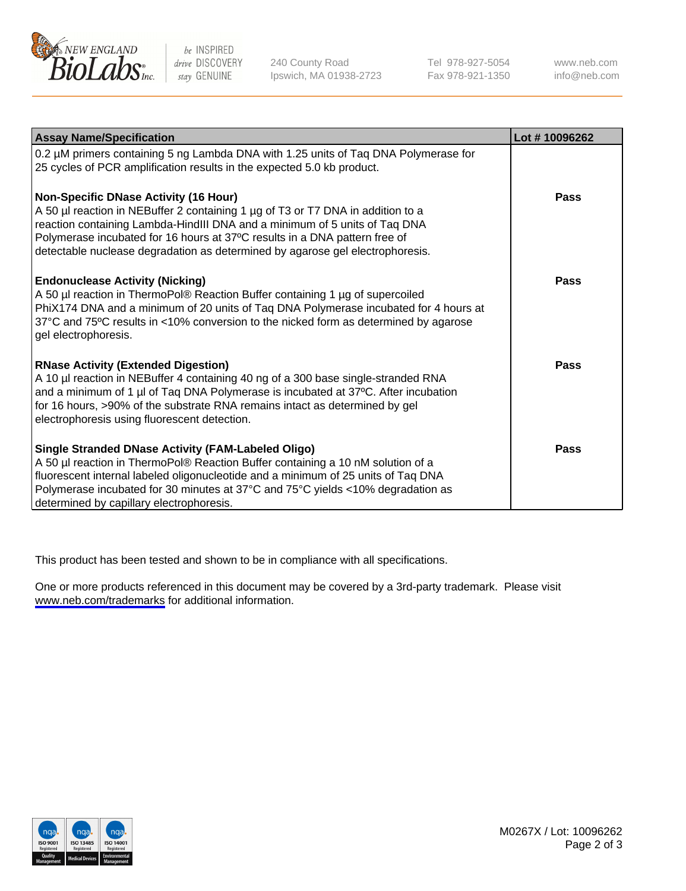| Assay Name/Specification | Lot # 10096262 |
|---|---|
| 0.2 µM primers containing 5 ng Lambda DNA with 1.25 units of Taq DNA Polymerase for 25 cycles of PCR amplification results in the expected 5.0 kb product. | |
| **Non-Specific DNase Activity (16 Hour)**<br>A 50 µl reaction in NEBuffer 2 containing 1 µg of T3 or T7 DNA in addition to a reaction containing Lambda-HindIII DNA and a minimum of 5 units of Taq DNA Polymerase incubated for 16 hours at 37ºC results in a DNA pattern free of detectable nuclease degradation as determined by agarose gel electrophoresis. | Pass |
| **Endonuclease Activity (Nicking)**<br>A 50 µl reaction in ThermoPol® Reaction Buffer containing 1 µg of supercoiled PhiX174 DNA and a minimum of 20 units of Taq DNA Polymerase incubated for 4 hours at 37°C and 75ºC results in <10% conversion to the nicked form as determined by agarose gel electrophoresis. | Pass |
| **RNase Activity (Extended Digestion)**<br>A 10 µl reaction in NEBuffer 4 containing 40 ng of a 300 base single-stranded RNA and a minimum of 1 µl of Taq DNA Polymerase is incubated at 37ºC. After incubation for 16 hours, >90% of the substrate RNA remains intact as determined by gel electrophoresis using fluorescent detection. | Pass |
| **Single Stranded DNase Activity (FAM-Labeled Oligo)**<br>A 50 µl reaction in ThermoPol® Reaction Buffer containing a 10 nM solution of a fluorescent internal labeled oligonucleotide and a minimum of 25 units of Taq DNA Polymerase incubated for 30 minutes at 37°C and 75°C yields <10% degradation as determined by capillary electrophoresis. | Pass |

This product has been tested and shown to be in compliance with all specifications.

One or more products referenced in this document may be covered by a 3rd-party trademark. Please visit www.neb.com/trademarks for additional information.

M0267X / Lot: 10096262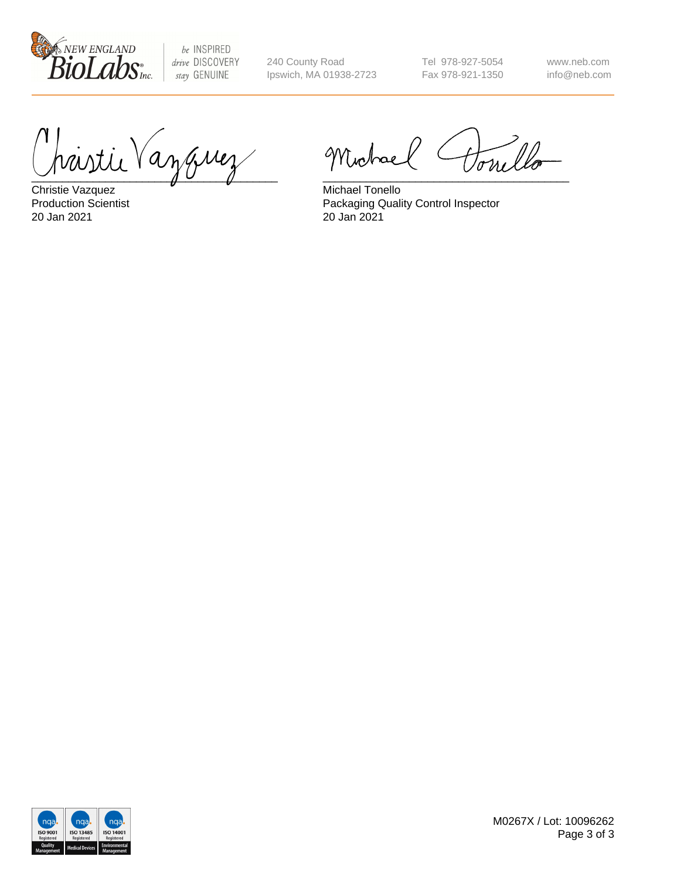NEW ENGLAND BioLabs® Inc.

be INSPIRED
drive DISCOVERY
stay GENUINE

240 County Road
Ipswich, MA 01938-2723

Tel 978-927-5054
Fax 978-921-1350

www.neb.com
info@neb.com

Christie Vazquez
Production Scientist
20 Jan 2021

Michael Tonello
Packaging Quality Control Inspector
20 Jan 2021

M0267X / Lot: 10096262